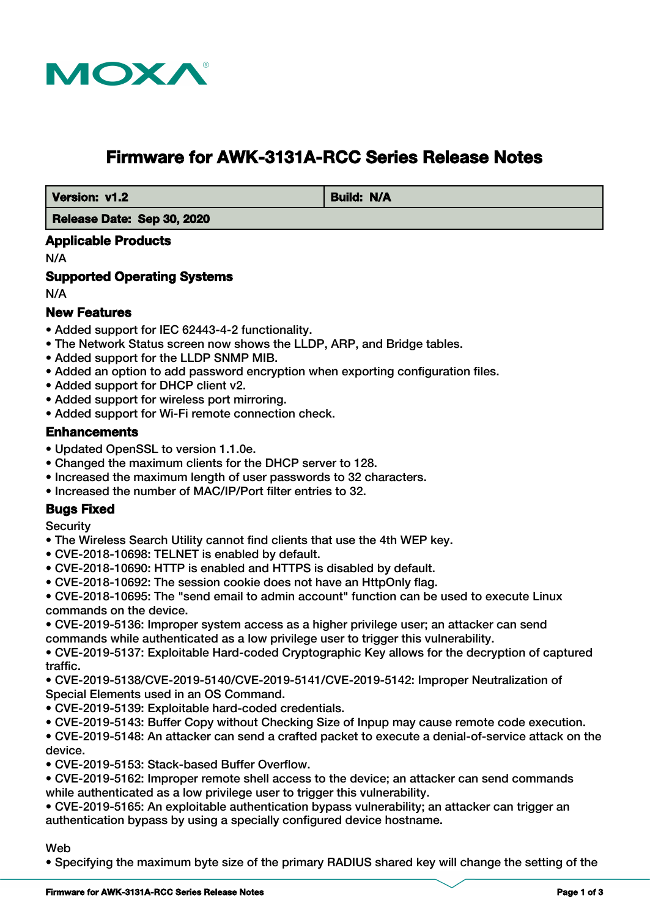# Firmware for AWK-3131A-RCC Series Release Notes

| Version: v1.2 | Build: N/A |
|---|---|
| Release Date: Sep 30, 2020 | |

## Applicable Products

N/A

## Supported Operating Systems

N/A

## New Features

- Added support for IEC 62443-4-2 functionality.
- The Network Status screen now shows the LLDP, ARP, and Bridge tables.
- Added support for the LLDP SNMP MIB.
- Added an option to add password encryption when exporting configuration files.
- Added support for DHCP client v2.
- Added support for wireless port mirroring.
- Added support for Wi-Fi remote connection check.

## Enhancements

- Updated OpenSSL to version 1.1.0e.
- Changed the maximum clients for the DHCP server to 128.
- Increased the maximum length of user passwords to 32 characters.
- Increased the number of MAC/IP/Port filter entries to 32.

## Bugs Fixed

Security

- The Wireless Search Utility cannot find clients that use the 4th WEP key.
- CVE-2018-10698: TELNET is enabled by default.
- CVE-2018-10690: HTTP is enabled and HTTPS is disabled by default.
- CVE-2018-10692: The session cookie does not have an HttpOnly flag.
- CVE-2018-10695: The "send email to admin account" function can be used to execute Linux commands on the device.
- CVE-2019-5136: Improper system access as a higher privilege user; an attacker can send commands while authenticated as a low privilege user to trigger this vulnerability.
- CVE-2019-5137: Exploitable Hard-coded Cryptographic Key allows for the decryption of captured traffic.
- CVE-2019-5138/CVE-2019-5140/CVE-2019-5141/CVE-2019-5142: Improper Neutralization of Special Elements used in an OS Command.
- CVE-2019-5139: Exploitable hard-coded credentials.
- CVE-2019-5143: Buffer Copy without Checking Size of Inpup may cause remote code execution.
- CVE-2019-5148: An attacker can send a crafted packet to execute a denial-of-service attack on the device.
- CVE-2019-5153: Stack-based Buffer Overflow.
- CVE-2019-5162: Improper remote shell access to the device; an attacker can send commands while authenticated as a low privilege user to trigger this vulnerability.
- CVE-2019-5165: An exploitable authentication bypass vulnerability; an attacker can trigger an authentication bypass by using a specially configured device hostname.

Web

- Specifying the maximum byte size of the primary RADIUS shared key will change the setting of the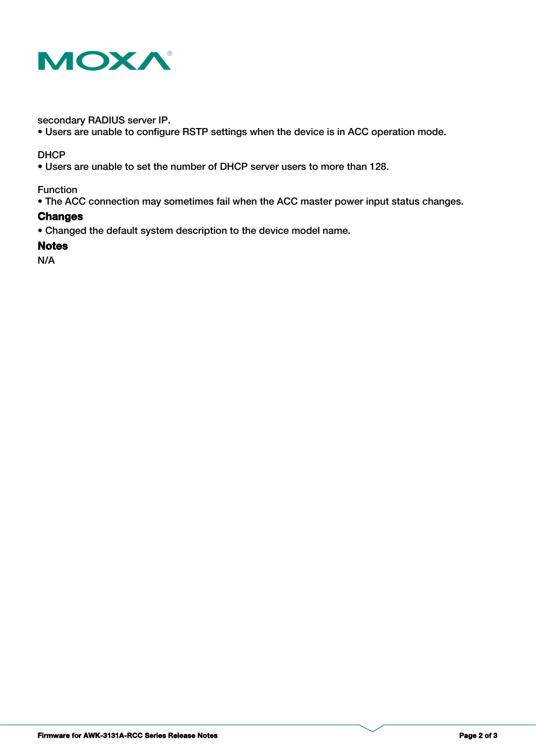secondary RADIUS server IP.
• Users are unable to configure RSTP settings when the device is in ACC operation mode.

DHCP
• Users are unable to set the number of DHCP server users to more than 128.

Function
• The ACC connection may sometimes fail when the ACC master power input status changes.

## Changes

• Changed the default system description to the device model name.

## Notes

N/A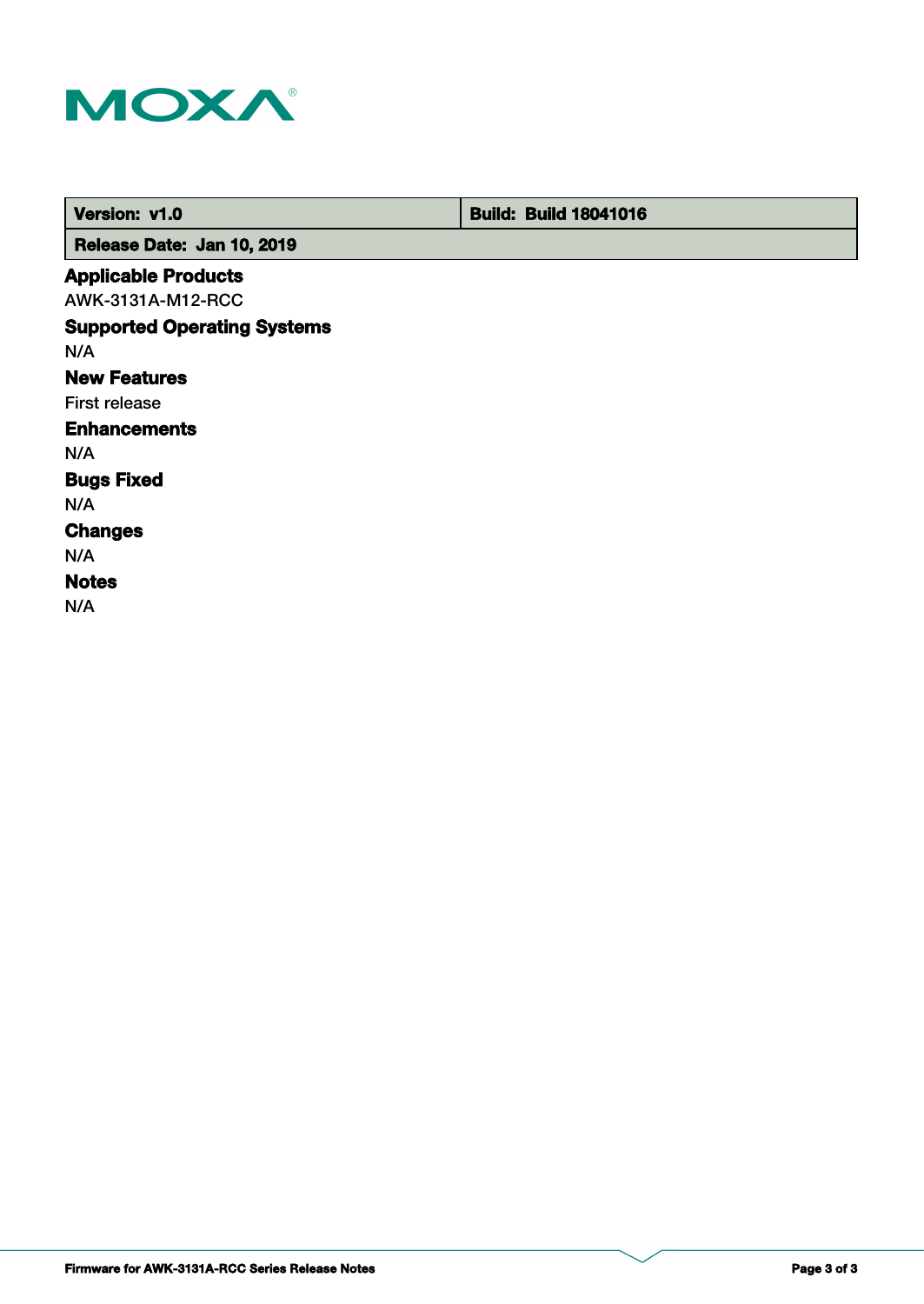| Version: v1.0 | Build: Build 18041016 |
| --- | --- |
| Release Date: Jan 10, 2019 | |

## Applicable Products

AWK-3131A-M12-RCC

## Supported Operating Systems

N/A

## New Features

First release

## Enhancements

N/A

## Bugs Fixed

N/A

## Changes

N/A

## Notes

N/A